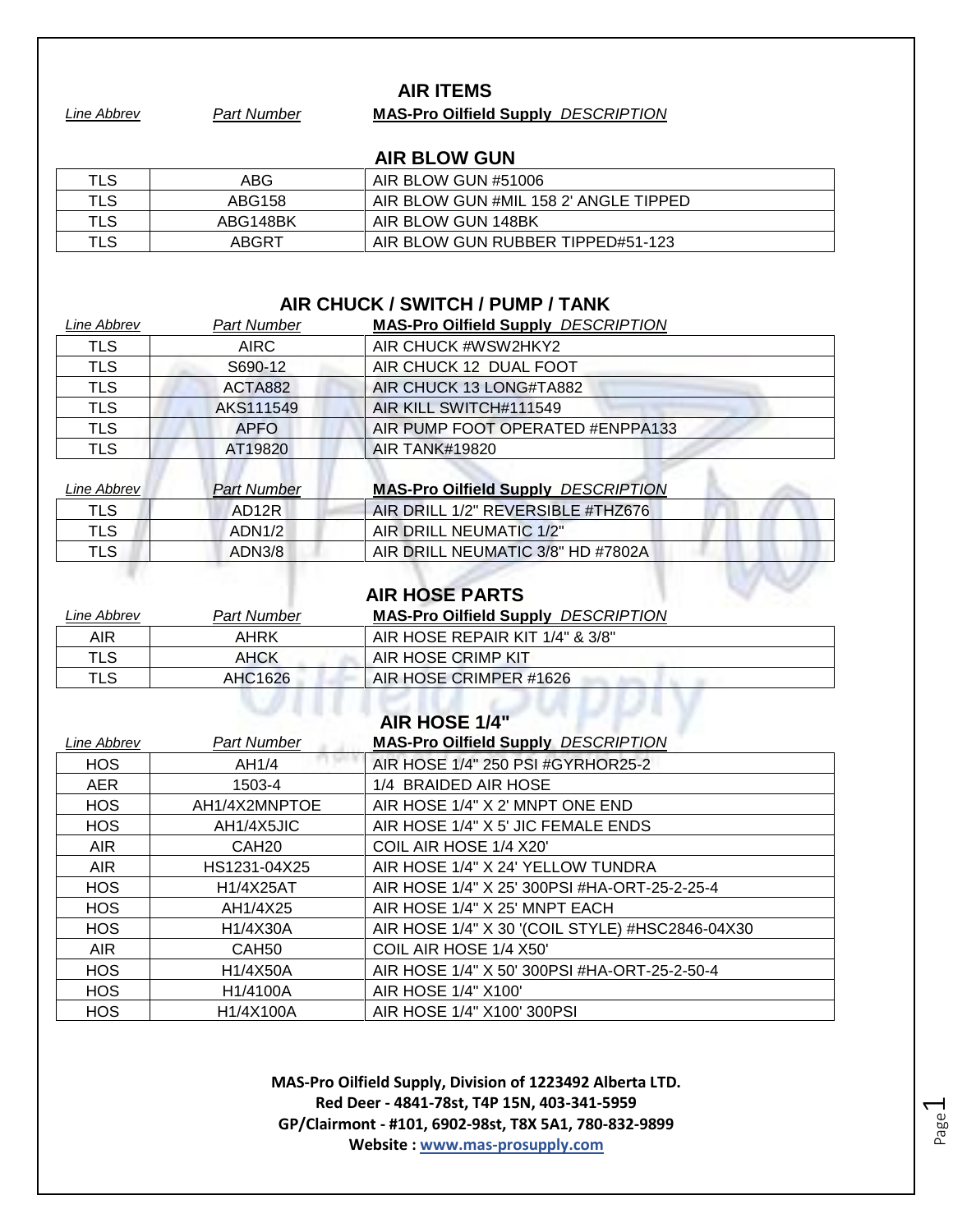# AIR ITEMS

*Line Abbrev* | *Part Number* | **MAS-Pro Oilfield Supply** *DESCRIPTION*

## AIR BLOW GUN

| Line Abbrev | Part Number | MAS-Pro Oilfield Supply DESCRIPTION |
|---|---|---|
| TLS | ABG | AIR BLOW GUN #51006 |
| TLS | ABG158 | AIR BLOW GUN #MIL 158 2' ANGLE TIPPED |
| TLS | ABG148BK | AIR BLOW GUN 148BK |
| TLS | ABGRT | AIR BLOW GUN RUBBER TIPPED#51-123 |

## AIR CHUCK / SWITCH / PUMP / TANK

| *Line Abbrev* | *Part Number* | **MAS-Pro Oilfield Supply** *DESCRIPTION* |
|---|---|---|
| TLS | AIRC | AIR CHUCK #WSW2HKY2 |
| TLS | S690-12 | AIR CHUCK 12 DUAL FOOT |
| TLS | ACTA882 | AIR CHUCK 13 LONG#TA882 |
| TLS | AKS111549 | AIR KILL SWITCH#111549 |
| TLS | APFO | AIR PUMP FOOT OPERATED #ENPPA133 |
| TLS | AT19820 | AIR TANK#19820 |

| *Line Abbrev* | *Part Number* | **MAS-Pro Oilfield Supply** *DESCRIPTION* |
|---|---|---|
| TLS | AD12R | AIR DRILL 1/2" REVERSIBLE #THZ676 |
| TLS | ADN1/2 | AIR DRILL NEUMATIC 1/2" |
| TLS | ADN3/8 | AIR DRILL NEUMATIC 3/8" HD #7802A |

## AIR HOSE PARTS

| *Line Abbrev* | *Part Number* | **MAS-Pro Oilfield Supply** *DESCRIPTION* |
|---|---|---|
| AIR | AHRK | AIR HOSE REPAIR KIT 1/4" & 3/8" |
| TLS | AHCK | AIR HOSE CRIMP KIT |
| TLS | AHC1626 | AIR HOSE CRIMPER #1626 |

## AIR HOSE 1/4"

| *Line Abbrev* | *Part Number* | **MAS-Pro Oilfield Supply** *DESCRIPTION* |
|---|---|---|
| HOS | AH1/4 | AIR HOSE 1/4" 250 PSI #GYRHOR25-2 |
| AER | 1503-4 | 1/4 BRAIDED AIR HOSE |
| HOS | AH1/4X2MNPTOE | AIR HOSE 1/4" X 2' MNPT ONE END |
| HOS | AH1/4X5JIC | AIR HOSE 1/4" X 5' JIC FEMALE ENDS |
| AIR | CAH20 | COIL AIR HOSE 1/4 X20' |
| AIR | HS1231-04X25 | AIR HOSE 1/4" X 24' YELLOW TUNDRA |
| HOS | H1/4X25AT | AIR HOSE 1/4" X 25' 300PSI #HA-ORT-25-2-25-4 |
| HOS | AH1/4X25 | AIR HOSE 1/4" X 25' MNPT EACH |
| HOS | H1/4X30A | AIR HOSE 1/4" X 30 '(COIL STYLE) #HSC2846-04X30 |
| AIR | CAH50 | COIL AIR HOSE 1/4 X50' |
| HOS | H1/4X50A | AIR HOSE 1/4" X 50' 300PSI #HA-ORT-25-2-50-4 |
| HOS | H1/4100A | AIR HOSE 1/4" X100' |
| HOS | H1/4X100A | AIR HOSE 1/4" X100' 300PSI |

**MAS-Pro Oilfield Supply, Division of 1223492 Alberta LTD.**
**Red Deer - 4841-78st, T4P 15N, 403-341-5959**
**GP/Clairmont - #101, 6902-98st, T8X 5A1, 780-832-9899**
**Website : www.mas-prosupply.com**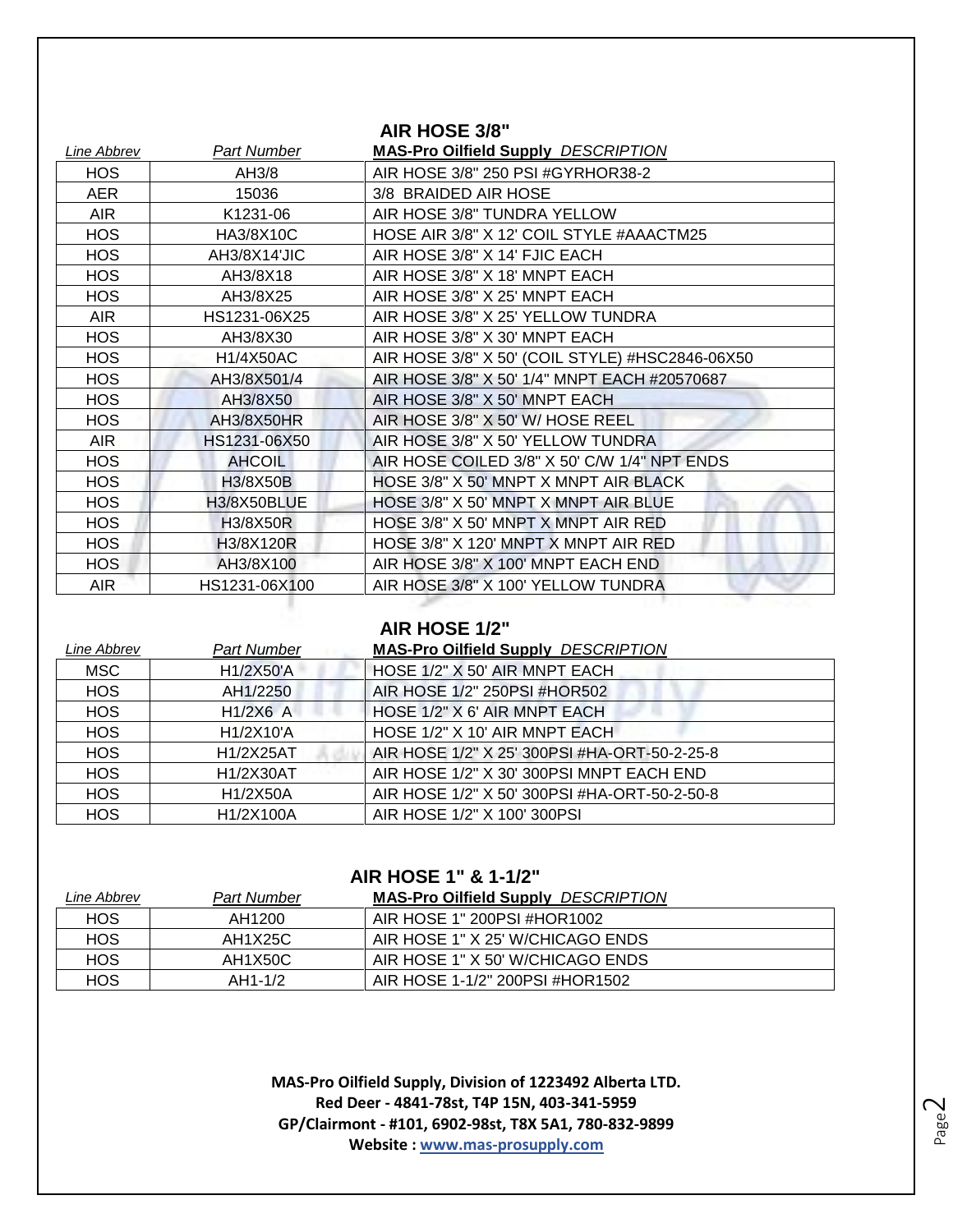## AIR HOSE 3/8"

| *Line Abbrev* | *Part Number* | **MAS-Pro Oilfield Supply** *DESCRIPTION* |
|---|---|---|
| HOS | AH3/8 | AIR HOSE 3/8" 250 PSI #GYRHOR38-2 |
| AER | 15036 | 3/8 BRAIDED AIR HOSE |
| AIR | K1231-06 | AIR HOSE 3/8" TUNDRA YELLOW |
| HOS | HA3/8X10C | HOSE AIR 3/8" X 12' COIL STYLE #AAACTM25 |
| HOS | AH3/8X14'JIC | AIR HOSE 3/8" X 14' FJIC EACH |
| HOS | AH3/8X18 | AIR HOSE 3/8" X 18' MNPT EACH |
| HOS | AH3/8X25 | AIR HOSE 3/8" X 25' MNPT EACH |
| AIR | HS1231-06X25 | AIR HOSE 3/8" X 25' YELLOW TUNDRA |
| HOS | AH3/8X30 | AIR HOSE 3/8" X 30' MNPT EACH |
| HOS | H1/4X50AC | AIR HOSE 3/8" X 50' (COIL STYLE) #HSC2846-06X50 |
| HOS | AH3/8X501/4 | AIR HOSE 3/8" X 50' 1/4" MNPT EACH #20570687 |
| HOS | AH3/8X50 | AIR HOSE 3/8" X 50' MNPT EACH |
| HOS | AH3/8X50HR | AIR HOSE 3/8" X 50' W/ HOSE REEL |
| AIR | HS1231-06X50 | AIR HOSE 3/8" X 50' YELLOW TUNDRA |
| HOS | AHCOIL | AIR HOSE COILED 3/8" X 50' C/W 1/4" NPT ENDS |
| HOS | H3/8X50B | HOSE 3/8" X 50' MNPT X MNPT AIR BLACK |
| HOS | H3/8X50BLUE | HOSE 3/8" X 50' MNPT X MNPT AIR BLUE |
| HOS | H3/8X50R | HOSE 3/8" X 50' MNPT X MNPT AIR RED |
| HOS | H3/8X120R | HOSE 3/8" X 120' MNPT X MNPT AIR RED |
| HOS | AH3/8X100 | AIR HOSE 3/8" X 100' MNPT EACH END |
| AIR | HS1231-06X100 | AIR HOSE 3/8" X 100' YELLOW TUNDRA |

## AIR HOSE 1/2"

| *Line Abbrev* | *Part Number* | **MAS-Pro Oilfield Supply** *DESCRIPTION* |
|---|---|---|
| MSC | H1/2X50'A | HOSE 1/2" X 50' AIR MNPT EACH |
| HOS | AH1/2250 | AIR HOSE 1/2" 250PSI #HOR502 |
| HOS | H1/2X6 A | HOSE 1/2" X 6' AIR MNPT EACH |
| HOS | H1/2X10'A | HOSE 1/2" X 10' AIR MNPT EACH |
| HOS | H1/2X25AT | AIR HOSE 1/2" X 25' 300PSI #HA-ORT-50-2-25-8 |
| HOS | H1/2X30AT | AIR HOSE 1/2" X 30' 300PSI MNPT EACH END |
| HOS | H1/2X50A | AIR HOSE 1/2" X 50' 300PSI #HA-ORT-50-2-50-8 |
| HOS | H1/2X100A | AIR HOSE 1/2" X 100' 300PSI |

## AIR HOSE 1" & 1-1/2"

| *Line Abbrev* | *Part Number* | **MAS-Pro Oilfield Supply** *DESCRIPTION* |
|---|---|---|
| HOS | AH1200 | AIR HOSE 1" 200PSI #HOR1002 |
| HOS | AH1X25C | AIR HOSE 1" X 25' W/CHICAGO ENDS |
| HOS | AH1X50C | AIR HOSE 1" X 50' W/CHICAGO ENDS |
| HOS | AH1-1/2 | AIR HOSE 1-1/2" 200PSI #HOR1502 |

**MAS-Pro Oilfield Supply, Division of 1223492 Alberta LTD.**
**Red Deer - 4841-78st, T4P 15N, 403-341-5959**
**GP/Clairmont - #101, 6902-98st, T8X 5A1, 780-832-9899**
**Website : www.mas-prosupply.com**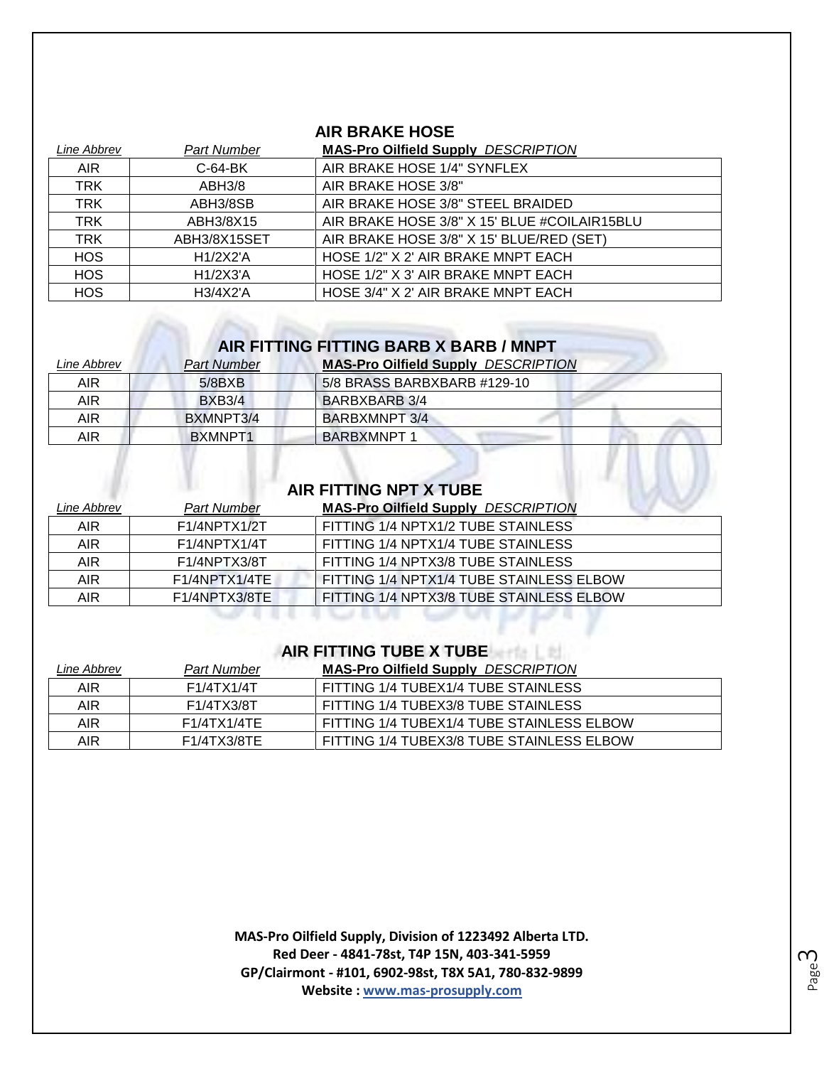## AIR BRAKE HOSE

| *Line Abbrev* | *Part Number* | **MAS-Pro Oilfield Supply** *DESCRIPTION* |
|---|---|---|
| AIR | C-64-BK | AIR BRAKE HOSE 1/4" SYNFLEX |
| TRK | ABH3/8 | AIR BRAKE HOSE 3/8" |
| TRK | ABH3/8SB | AIR BRAKE HOSE 3/8" STEEL BRAIDED |
| TRK | ABH3/8X15 | AIR BRAKE HOSE 3/8" X 15' BLUE #COILAIR15BLU |
| TRK | ABH3/8X15SET | AIR BRAKE HOSE 3/8" X 15' BLUE/RED (SET) |
| HOS | H1/2X2'A | HOSE 1/2" X 2' AIR BRAKE MNPT EACH |
| HOS | H1/2X3'A | HOSE 1/2" X 3' AIR BRAKE MNPT EACH |
| HOS | H3/4X2'A | HOSE 3/4" X 2' AIR BRAKE MNPT EACH |

## AIR FITTING FITTING BARB X BARB / MNPT

| *Line Abbrev* | *Part Number* | **MAS-Pro Oilfield Supply** *DESCRIPTION* |
|---|---|---|
| AIR | 5/8BXB | 5/8 BRASS BARBXBARB #129-10 |
| AIR | BXB3/4 | BARBXBARB 3/4 |
| AIR | BXMNPT3/4 | BARBXMNPT 3/4 |
| AIR | BXMNPT1 | BARBXMNPT 1 |

## AIR FITTING NPT X TUBE

| *Line Abbrev* | *Part Number* | **MAS-Pro Oilfield Supply** *DESCRIPTION* |
|---|---|---|
| AIR | F1/4NPTX1/2T | FITTING 1/4 NPTX1/2 TUBE STAINLESS |
| AIR | F1/4NPTX1/4T | FITTING 1/4 NPTX1/4 TUBE STAINLESS |
| AIR | F1/4NPTX3/8T | FITTING 1/4 NPTX3/8 TUBE STAINLESS |
| AIR | F1/4NPTX1/4TE | FITTING 1/4 NPTX1/4 TUBE STAINLESS ELBOW |
| AIR | F1/4NPTX3/8TE | FITTING 1/4 NPTX3/8 TUBE STAINLESS ELBOW |

## AIR FITTING TUBE X TUBE

| *Line Abbrev* | *Part Number* | **MAS-Pro Oilfield Supply** *DESCRIPTION* |
|---|---|---|
| AIR | F1/4TX1/4T | FITTING 1/4 TUBEX1/4 TUBE STAINLESS |
| AIR | F1/4TX3/8T | FITTING 1/4 TUBEX3/8 TUBE STAINLESS |
| AIR | F1/4TX1/4TE | FITTING 1/4 TUBEX1/4 TUBE STAINLESS ELBOW |
| AIR | F1/4TX3/8TE | FITTING 1/4 TUBEX3/8 TUBE STAINLESS ELBOW |

**MAS-Pro Oilfield Supply, Division of 1223492 Alberta LTD.**
**Red Deer - 4841-78st, T4P 15N, 403-341-5959**
**GP/Clairmont - #101, 6902-98st, T8X 5A1, 780-832-9899**
**Website : www.mas-prosupply.com**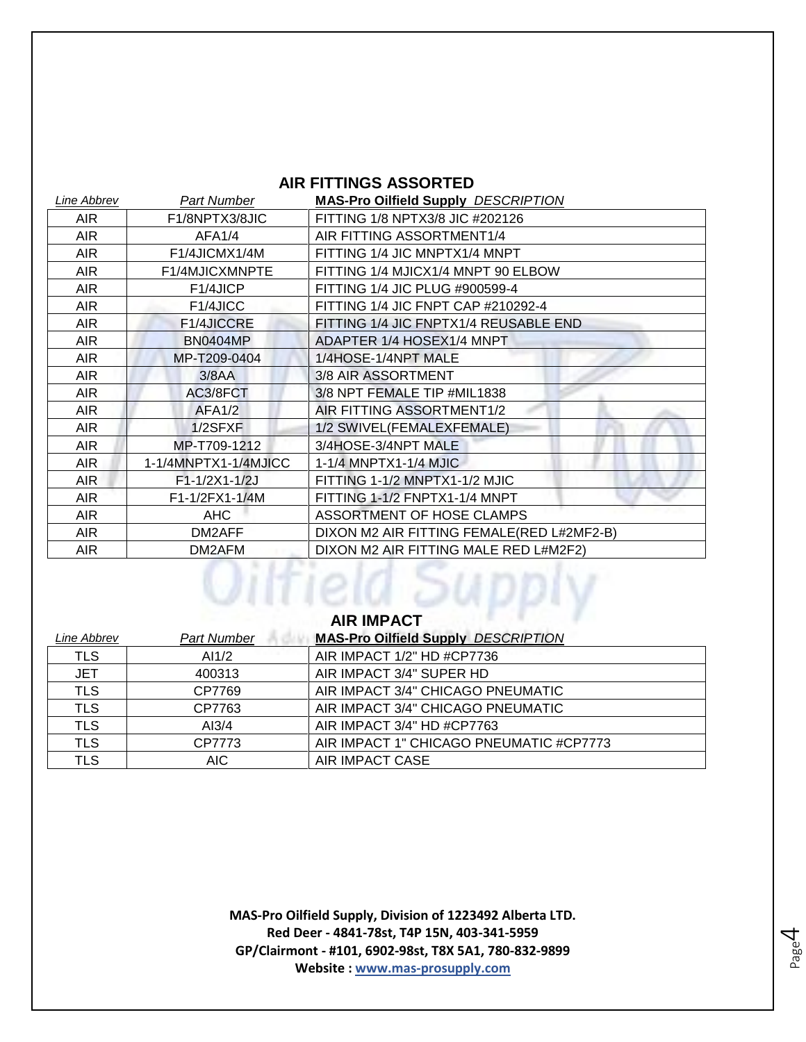## AIR FITTINGS ASSORTED

| *Line Abbrev* | *Part Number* | **MAS-Pro Oilfield Supply** *DESCRIPTION* |
|---|---|---|
| AIR | F1/8NPTX3/8JIC | FITTING 1/8 NPTX3/8 JIC #202126 |
| AIR | AFA1/4 | AIR FITTING ASSORTMENT1/4 |
| AIR | F1/4JICMX1/4M | FITTING 1/4 JIC MNPTX1/4 MNPT |
| AIR | F1/4MJICXMNPTE | FITTING 1/4 MJICX1/4 MNPT 90 ELBOW |
| AIR | F1/4JICP | FITTING 1/4 JIC PLUG #900599-4 |
| AIR | F1/4JICC | FITTING 1/4 JIC FNPT CAP #210292-4 |
| AIR | F1/4JICCRE | FITTING 1/4 JIC FNPTX1/4 REUSABLE END |
| AIR | BN0404MP | ADAPTER 1/4 HOSEX1/4 MNPT |
| AIR | MP-T209-0404 | 1/4HOSE-1/4NPT MALE |
| AIR | 3/8AA | 3/8 AIR ASSORTMENT |
| AIR | AC3/8FCT | 3/8 NPT FEMALE TIP #MIL1838 |
| AIR | AFA1/2 | AIR FITTING ASSORTMENT1/2 |
| AIR | 1/2SFXF | 1/2 SWIVEL(FEMALEXFEMALE) |
| AIR | MP-T709-1212 | 3/4HOSE-3/4NPT MALE |
| AIR | 1-1/4MNPTX1-1/4MJICC | 1-1/4 MNPTX1-1/4 MJIC |
| AIR | F1-1/2X1-1/2J | FITTING 1-1/2 MNPTX1-1/2 MJIC |
| AIR | F1-1/2FX1-1/4M | FITTING 1-1/2 FNPTX1-1/4 MNPT |
| AIR | AHC | ASSORTMENT OF HOSE CLAMPS |
| AIR | DM2AFF | DIXON M2 AIR FITTING FEMALE(RED L#2MF2-B) |
| AIR | DM2AFM | DIXON M2 AIR FITTING MALE RED L#M2F2) |

## AIR IMPACT

| *Line Abbrev* | *Part Number* | **MAS-Pro Oilfield Supply** *DESCRIPTION* |
|---|---|---|
| TLS | AI1/2 | AIR IMPACT 1/2" HD #CP7736 |
| JET | 400313 | AIR IMPACT 3/4" SUPER HD |
| TLS | CP7769 | AIR IMPACT 3/4" CHICAGO PNEUMATIC |
| TLS | CP7763 | AIR IMPACT 3/4" CHICAGO PNEUMATIC |
| TLS | AI3/4 | AIR IMPACT 3/4" HD #CP7763 |
| TLS | CP7773 | AIR IMPACT 1" CHICAGO PNEUMATIC #CP7773 |
| TLS | AIC | AIR IMPACT CASE |

**MAS-Pro Oilfield Supply, Division of 1223492 Alberta LTD.**
**Red Deer - 4841-78st, T4P 15N, 403-341-5959**
**GP/Clairmont - #101, 6902-98st, T8X 5A1, 780-832-9899**
**Website : www.mas-prosupply.com**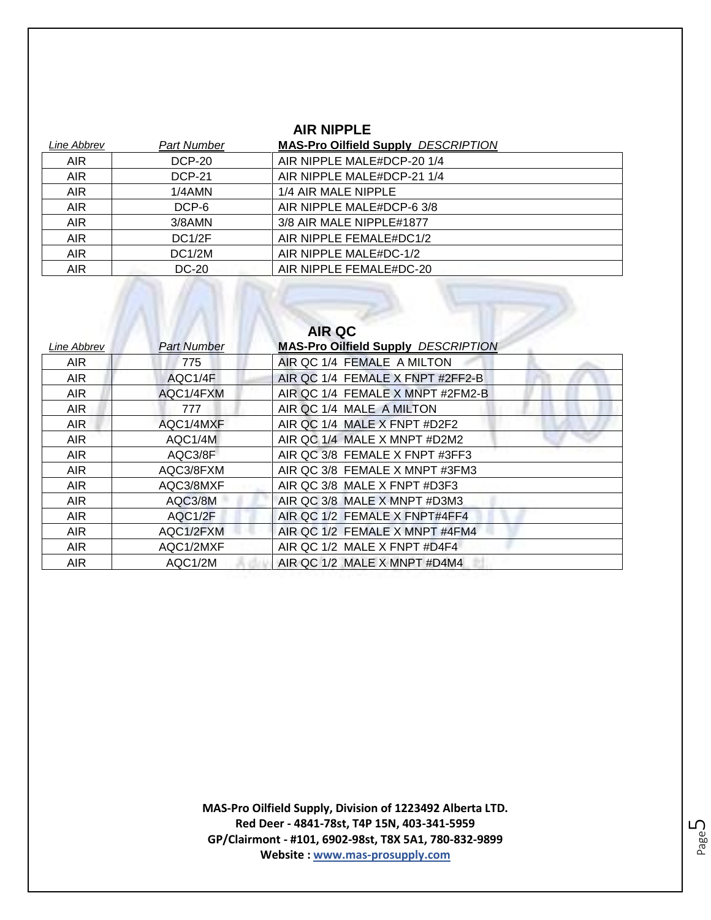## AIR NIPPLE

| *Line Abbrev* | *Part Number* | **MAS-Pro Oilfield Supply** *DESCRIPTION* |
|---|---|---|
| AIR | DCP-20 | AIR NIPPLE MALE#DCP-20 1/4 |
| AIR | DCP-21 | AIR NIPPLE MALE#DCP-21 1/4 |
| AIR | 1/4AMN | 1/4 AIR MALE NIPPLE |
| AIR | DCP-6 | AIR NIPPLE MALE#DCP-6 3/8 |
| AIR | 3/8AMN | 3/8 AIR MALE NIPPLE#1877 |
| AIR | DC1/2F | AIR NIPPLE FEMALE#DC1/2 |
| AIR | DC1/2M | AIR NIPPLE MALE#DC-1/2 |
| AIR | DC-20 | AIR NIPPLE FEMALE#DC-20 |

## AIR QC

| *Line Abbrev* | *Part Number* | **MAS-Pro Oilfield Supply** *DESCRIPTION* |
|---|---|---|
| AIR | 775 | AIR QC 1/4 FEMALE A MILTON |
| AIR | AQC1/4F | AIR QC 1/4 FEMALE X FNPT #2FF2-B |
| AIR | AQC1/4FXM | AIR QC 1/4 FEMALE X MNPT #2FM2-B |
| AIR | 777 | AIR QC 1/4 MALE A MILTON |
| AIR | AQC1/4MXF | AIR QC 1/4 MALE X FNPT #D2F2 |
| AIR | AQC1/4M | AIR QC 1/4 MALE X MNPT #D2M2 |
| AIR | AQC3/8F | AIR QC 3/8 FEMALE X FNPT #3FF3 |
| AIR | AQC3/8FXM | AIR QC 3/8 FEMALE X MNPT #3FM3 |
| AIR | AQC3/8MXF | AIR QC 3/8 MALE X FNPT #D3F3 |
| AIR | AQC3/8M | AIR QC 3/8 MALE X MNPT #D3M3 |
| AIR | AQC1/2F | AIR QC 1/2 FEMALE X FNPT#4FF4 |
| AIR | AQC1/2FXM | AIR QC 1/2 FEMALE X MNPT #4FM4 |
| AIR | AQC1/2MXF | AIR QC 1/2 MALE X FNPT #D4F4 |
| AIR | AQC1/2M | AIR QC 1/2 MALE X MNPT #D4M4 |

**MAS-Pro Oilfield Supply, Division of 1223492 Alberta LTD.**
**Red Deer - 4841-78st, T4P 15N, 403-341-5959**
**GP/Clairmont - #101, 6902-98st, T8X 5A1, 780-832-9899**
**Website : www.mas-prosupply.com**